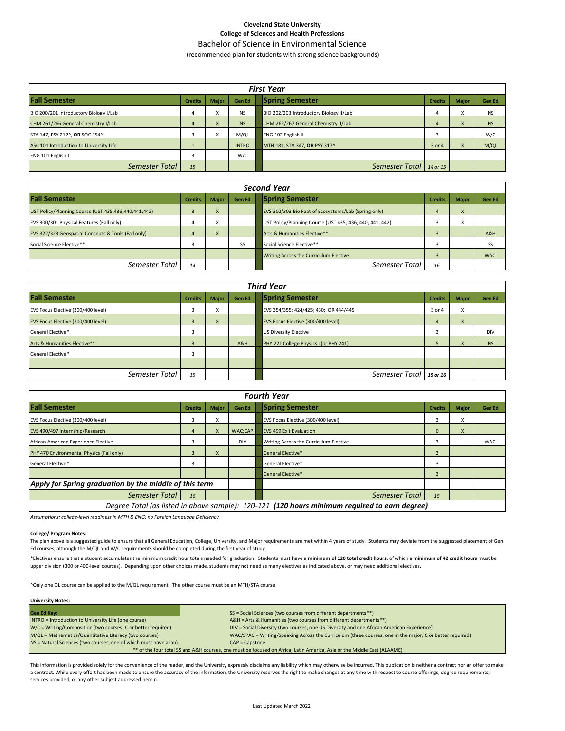**Cleveland State University**
**College of Sciences and Health Professions**

# Bachelor of Science in Environmental Science

(recommended plan for students with strong science backgrounds)

## First Year

| Fall Semester | Credits | Major | Gen Ed | Spring Semester | Credits | Major | Gen Ed |
|---|---|---|---|---|---|---|---|
| BIO 200/201 Introductory Biology I/Lab | 4 | X | NS | BIO 202/203 Introductory Biology II/Lab | 4 | X | NS |
| CHM 261/266 General Chemistry I/Lab | 4 | X | NS | CHM 262/267 General Chemistry II/Lab | 4 | X | NS |
| STA 147, PSY 217^, **OR** SOC 354^ | 3 | X | M/QL | ENG 102 English II | 3 | | W/C |
| ASC 101 Introduction to University Life | 1 | | INTRO | MTH 181, STA 347, **OR** PSY 317^ | 3 or 4 | X | M/QL |
| ENG 101 English I | 3 | | W/C | | | | |
| *Semester Total* | *15* | | | *Semester Total* | *14 or 15* | | |

## Second Year

| Fall Semester | Credits | Major | Gen Ed | Spring Semester | Credits | Major | Gen Ed |
|---|---|---|---|---|---|---|---|
| UST Policy/Planning Course (UST 435;436;440;441;442) | 3 | X | | EVS 302/303 Bio Feat of Ecosystems/Lab (Spring only) | 4 | X | |
| EVS 300/301 Physical Features (Fall only) | 4 | X | | UST Policy/Planning Course (UST 435; 436; 440; 441; 442) | 3 | X | |
| EVS 322/323 Geospatial Concepts & Tools (Fall only) | 4 | X | | Arts & Humanities Elective** | 3 | | A&H |
| Social Science Elective** | 3 | | SS | Social Science Elective** | 3 | | SS |
| | | | | Writing Across the Curriculum Elective | 3 | | WAC |
| *Semester Total* | *14* | | | *Semester Total* | *16* | | |

## Third Year

| Fall Semester | Credits | Major | Gen Ed | Spring Semester | Credits | Major | Gen Ed |
|---|---|---|---|---|---|---|---|
| EVS Focus Elective (300/400 level) | 3 | X | | EVS 354/355; 424/425; 430; OR 444/445 | 3 or 4 | X | |
| EVS Focus Elective (300/400 level) | 3 | X | | EVS Focus Elective (300/400 level) | 4 | X | |
| General Elective* | 3 | | | US Diversity Elective | 3 | | DIV |
| Arts & Humanities Elective** | 3 | | A&H | PHY 221 College Physics I (or PHY 241) | 5 | X | NS |
| General Elective* | 3 | | | | | | |
| *Semester Total* | *15* | | | *Semester Total* | *15 or 16* | | |

## Fourth Year

| Fall Semester | Credits | Major | Gen Ed | Spring Semester | Credits | Major | Gen Ed |
|---|---|---|---|---|---|---|---|
| EVS Focus Elective (300/400 level) | 3 | X | | EVS Focus Elective (300/400 level) | 3 | X | |
| EVS 490/497 Internship/Research | 4 | X | WAC;CAP | EVS 499 Exit Evaluation | 0 | X | |
| African American Experience Elective | 3 | | DIV | Writing Across the Curriculum Elective | 3 | | WAC |
| PHY 470 Environmental Physics (Fall only) | 3 | X | | General Elective* | 3 | | |
| General Elective* | 3 | | | General Elective* | 3 | | |
| | | | | General Elective* | 3 | | |
| *Apply for Spring graduation by the middle of this term* | | | | | | | |
| *Semester Total* | *16* | | | *Semester Total* | *15* | | |

*Degree Total (as listed in above sample): 120-121* ***(120 hours minimum required to earn degree)***

*Assumptions: college-level readiness in MTH & ENG; no Foreign Language Deficiency*

**College/ Program Notes:**

The plan above is a suggested guide to ensure that all General Education, College, University, and Major requirements are met within 4 years of study. Students may deviate from the suggested placement of Gen Ed courses, although the M/QL and W/C requirements should be completed during the first year of study.

*Electives ensure that a student accumulates the minimum credit hour totals needed for graduation. Students must have a **minimum of 120 total credit hours**, of which a **minimum of 42 credit hours** must be upper division (300 or 400-level courses). Depending upon other choices made, students may not need as many electives as indicated above, or may need additional electives.

^Only one QL course can be applied to the M/QL requirement. The other course must be an MTH/STA course.

**University Notes:**

| Gen Ed Key: | |
|---|---|
| INTRO = Introduction to University Life (one course) | SS = Social Sciences (two courses from different departments**) |
| W/C = Writing/Composition (two courses; C or better required) | A&H = Arts & Humanities (two courses from different departments**) |
| M/QL = Mathematics/Quantitative Literacy (two courses) | DIV = Social Diversity (two courses; one US Diversity and one African American Experience) |
| NS = Natural Sciences (two courses, one of which must have a lab) | WAC/SPAC = Writing/Speaking Across the Curriculum (three courses, one in the major; C or better required) |
| | CAP = Capstone |

** of the four total SS and A&H courses, one must be focused on Africa, Latin America, Asia or the Middle East (ALAAME)

This information is provided solely for the convenience of the reader, and the University expressly disclaims any liability which may otherwise be incurred. This publication is neither a contract nor an offer to make a contract. While every effort has been made to ensure the accuracy of the information, the University reserves the right to make changes at any time with respect to course offerings, degree requirements, services provided, or any other subject addressed herein.

Last Updated March 2022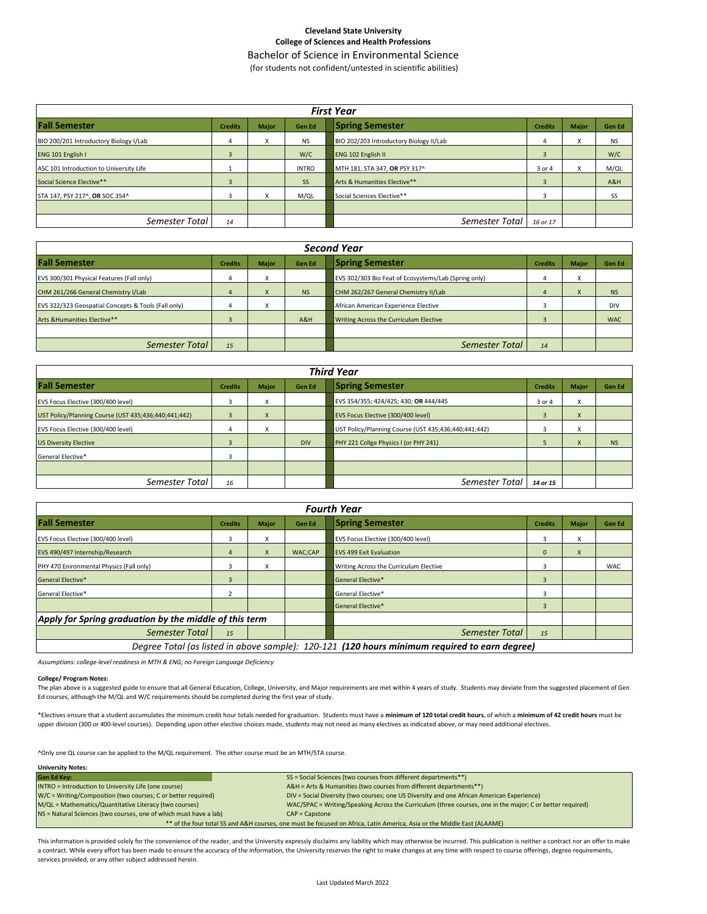**Cleveland State University**
**College of Sciences and Health Professions**

# Bachelor of Science in Environmental Science

(for students not confident/untested in scientific abilities)

## First Year

| Fall Semester | Credits | Major | Gen Ed | Spring Semester | Credits | Major | Gen Ed |
|---|---|---|---|---|---|---|---|
| BIO 200/201 Introductory Biology I/Lab | 4 | X | NS | BIO 202/203 Introductory Biology II/Lab | 4 | X | NS |
| ENG 101 English I | 3 | | W/C | ENG 102 English II | 3 | | W/C |
| ASC 101 Introduction to University Life | 1 | | INTRO | MTH 181, STA 347, **OR** PSY 317^ | 3 or 4 | X | M/QL |
| Social Science Elective** | 3 | | SS | Arts & Humanities Elective** | 3 | | A&H |
| STA 147, PSY 217^, **OR** SOC 354^ | 3 | X | M/QL | Social Sciences Elective** | 3 | | SS |
| | | | | | | | |
| *Semester Total* | *14* | | | *Semester Total* | *16 or 17* | | |

## Second Year

| Fall Semester | Credits | Major | Gen Ed | Spring Semester | Credits | Major | Gen Ed |
|---|---|---|---|---|---|---|---|
| EVS 300/301 Physical Features (Fall only) | 4 | X | | EVS 302/303 Bio Feat of Ecosystems/Lab (Spring only) | 4 | X | |
| CHM 261/266 General Chemistry I/Lab | 4 | X | NS | CHM 262/267 General Chemistry II/Lab | 4 | X | NS |
| EVS 322/323 Geospatial Concepts & Tools (Fall only) | 4 | X | | African American Experience Elective | 3 | | DIV |
| Arts &Humanities Elective** | 3 | | A&H | Writing Across the Curriculum Elective | 3 | | WAC |
| | | | | | | | |
| *Semester Total* | *15* | | | *Semester Total* | *14* | | |

## Third Year

| Fall Semester | Credits | Major | Gen Ed | Spring Semester | Credits | Major | Gen Ed |
|---|---|---|---|---|---|---|---|
| EVS Focus Elective (300/400 level) | 3 | X | | EVS 354/355; 424/425; 430; **OR** 444/445 | 3 or 4 | X | |
| UST Policy/Planning Course (UST 435;436;440;441;442) | 3 | X | | EVS Focus Elective (300/400 level) | 3 | X | |
| EVS Focus Elective (300/400 level) | 4 | X | | UST Policy/Planning Course (UST 435;436;440;441;442) | 3 | X | |
| US Diversity Elective | 3 | | DIV | PHY 221 Collge Physics I (or PHY 241) | 5 | X | NS |
| General Elective* | 3 | | | | | | |
| | | | | | | | |
| *Semester Total* | *16* | | | *Semester Total* | ***14 or 15*** | | |

## Fourth Year

| Fall Semester | Credits | Major | Gen Ed | Spring Semester | Credits | Major | Gen Ed |
|---|---|---|---|---|---|---|---|
| EVS Focus Elective (300/400 level) | 3 | X | | EVS Focus Elective (300/400 level) | 3 | X | |
| EVS 490/497 Internship/Research | 4 | X | WAC;CAP | EVS 499 Exit Evaluation | 0 | X | |
| PHY 470 Enironmental Physics (Fall only) | 3 | X | | Writing Across the Curriculum Elective | 3 | | WAC |
| General Elective* | 3 | | | General Elective* | 3 | | |
| General Elective* | 2 | | | General Elective* | 3 | | |
| | | | | General Elective* | 3 | | |
| ***Apply for Spring graduation by the middle of this term*** | | | | | | | |
| *Semester Total* | *15* | | | *Semester Total* | *15* | | |

*Degree Total (as listed in above sample): 120-121* ***(120 hours minimum required to earn degree)***

*Assumptions: college-level readiness in MTH & ENG; no Foreign Language Deficiency*

**College/ Program Notes:**

The plan above is a suggested guide to ensure that all General Education, College, University, and Major requirements are met within 4 years of study. Students may deviate from the suggested placement of Gen Ed courses, although the M/QL and W/C requirements should be completed during the first year of study.

*Electives ensure that a student accumulates the minimum credit hour totals needed for graduation. Students must have a **minimum of 120 total credit hours**, of which a **minimum of 42 credit hours** must be upper division (300 or 400-level courses). Depending upon other elective choices made, students may not need as many electives as indicated above, or may need additional electives.

^Only one QL course can be applied to the M/QL requirement. The other course must be an MTH/STA course.

**University Notes:**

| Gen Ed Key: | |
|---|---|
| INTRO = Introduction to University Life (one course) | SS = Social Sciences (two courses from different departments**) |
| W/C = Writing/Composition (two courses; C or better required) | A&H = Arts & Humanities (two courses from different departments**) |
| M/QL = Mathematics/Quantitative Literacy (two courses) | DIV = Social Diversity (two courses; one US Diversity and one African American Experience) |
| NS = Natural Sciences (two courses, one of which must have a lab) | WAC/SPAC = Writing/Speaking Across the Curriculum (three courses, one in the major; C or better required) |
| | CAP = Capstone |
| ** of the four total SS and A&H courses, one must be focused on Africa, Latin America, Asia or the Middle East (ALAAME) | |

This information is provided solely for the convenience of the reader, and the University expressly disclaims any liability which may otherwise be incurred. This publication is neither a contract nor an offer to make a contract. While every effort has been made to ensure the accuracy of the information, the University reserves the right to make changes at any time with respect to course offerings, degree requirements, services provided, or any other subject addressed herein.

Last Updated March 2022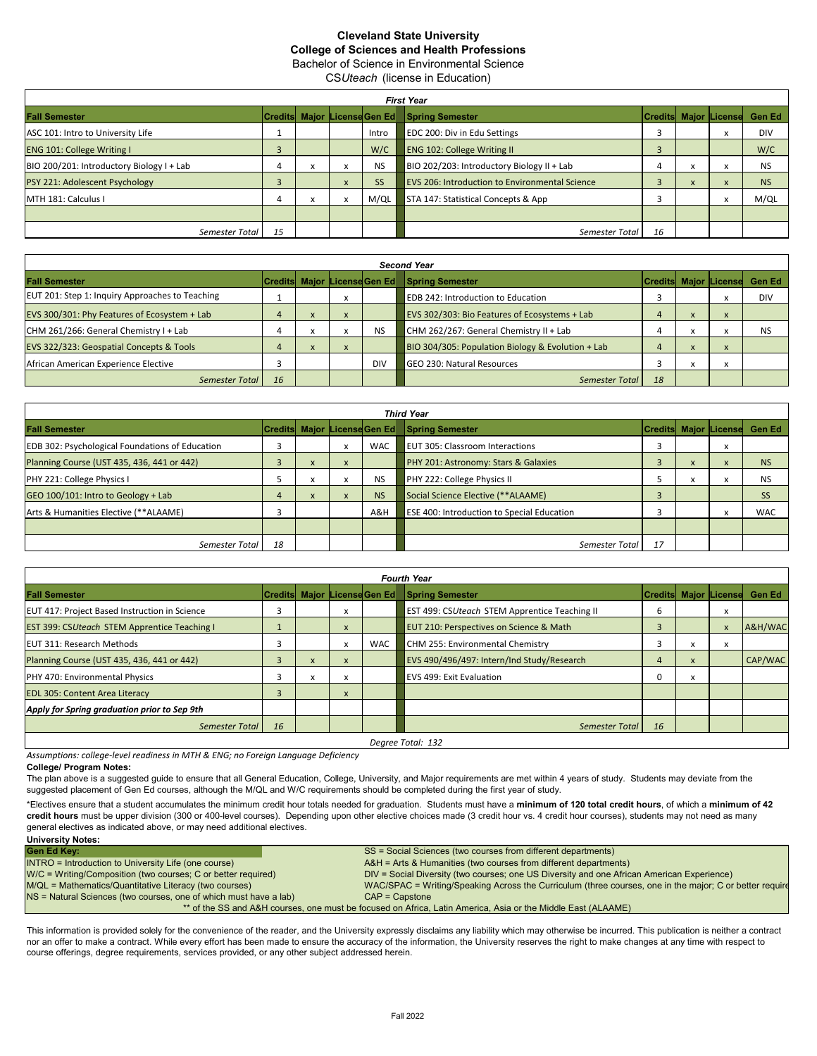# Cleveland State University
## College of Sciences and Health Professions
Bachelor of Science in Environmental Science

CS*Uteach* (license in Education)

| *First Year* | | | | | | | | | |
|---|---|---|---|---|---|---|---|---|---|
| **Fall Semester** | **Credits** | **Major** | **License** | **Gen Ed** | **Spring Semester** | **Credits** | **Major** | **License** | **Gen Ed** |
| ASC 101: Intro to University Life | 1 | | | Intro | EDC 200: Div in Edu Settings | 3 | | x | DIV |
| ENG 101: College Writing I | 3 | | | W/C | ENG 102: College Writing II | 3 | | | W/C |
| BIO 200/201: Introductory Biology I + Lab | 4 | x | x | NS | BIO 202/203: Introductory Biology II + Lab | 4 | x | x | NS |
| PSY 221: Adolescent Psychology | 3 | | x | SS | EVS 206: Introduction to Environmental Science | 3 | x | x | NS |
| MTH 181: Calculus I | 4 | x | x | M/QL | STA 147: Statistical Concepts & App | 3 | | x | M/QL |
| | | | | | | | | | |
| *Semester Total* | *15* | | | | *Semester Total* | *16* | | | |

| *Second Year* | | | | | | | | | |
|---|---|---|---|---|---|---|---|---|---|
| **Fall Semester** | **Credits** | **Major** | **License** | **Gen Ed** | **Spring Semester** | **Credits** | **Major** | **License** | **Gen Ed** |
| EUT 201: Step 1: Inquiry Approaches to Teaching | 1 | | x | | EDB 242: Introduction to Education | 3 | | x | DIV |
| EVS 300/301: Phy Features of Ecosystem + Lab | 4 | x | x | | EVS 302/303: Bio Features of Ecosystems + Lab | 4 | x | x | |
| CHM 261/266: General Chemistry I + Lab | 4 | x | x | NS | CHM 262/267: General Chemistry II + Lab | 4 | x | x | NS |
| EVS 322/323: Geospatial Concepts & Tools | 4 | x | x | | BIO 304/305: Population Biology & Evolution + Lab | 4 | x | x | |
| African American Experience Elective | 3 | | | DIV | GEO 230: Natural Resources | 3 | x | x | |
| *Semester Total* | *16* | | | | *Semester Total* | *18* | | | |

| *Third Year* | | | | | | | | | |
|---|---|---|---|---|---|---|---|---|---|
| **Fall Semester** | **Credits** | **Major** | **License** | **Gen Ed** | **Spring Semester** | **Credits** | **Major** | **License** | **Gen Ed** |
| EDB 302: Psychological Foundations of Education | 3 | | x | WAC | EUT 305: Classroom Interactions | 3 | | x | |
| Planning Course (UST 435, 436, 441 or 442) | 3 | x | x | | PHY 201: Astronomy: Stars & Galaxies | 3 | x | x | NS |
| PHY 221: College Physics I | 5 | x | x | NS | PHY 222: College Physics II | 5 | x | x | NS |
| GEO 100/101: Intro to Geology + Lab | 4 | x | x | NS | Social Science Elective (**ALAAME) | 3 | | | SS |
| Arts & Humanities Elective (**ALAAME) | 3 | | | A&H | ESE 400: Introduction to Special Education | 3 | | x | WAC |
| | | | | | | | | | |
| *Semester Total* | *18* | | | | *Semester Total* | *17* | | | |

| *Fourth Year* | | | | | | | | | |
|---|---|---|---|---|---|---|---|---|---|
| **Fall Semester** | **Credits** | **Major** | **License** | **Gen Ed** | **Spring Semester** | **Credits** | **Major** | **License** | **Gen Ed** |
| EUT 417: Project Based Instruction in Science | 3 | | x | | EST 499: CS*Uteach* STEM Apprentice Teaching II | 6 | | x | |
| EST 399: CS*Uteach* STEM Apprentice Teaching I | 1 | | x | | EUT 210: Perspectives on Science & Math | 3 | | x | A&H/WAC |
| EUT 311: Research Methods | 3 | | x | WAC | CHM 255: Environmental Chemistry | 3 | x | x | |
| Planning Course (UST 435, 436, 441 or 442) | 3 | x | x | | EVS 490/496/497: Intern/Ind Study/Research | 4 | x | | CAP/WAC |
| PHY 470: Environmental Physics | 3 | x | x | | EVS 499: Exit Evaluation | 0 | x | | |
| EDL 305: Content Area Literacy | 3 | | x | | | | | | |
| ***Apply for Spring graduation prior to Sep 9th*** | | | | | | | | | |
| *Semester Total* | *16* | | | | *Semester Total* | *16* | | | |
| *Degree Total: 132* | | | | | | | | | |

*Assumptions: college-level readiness in MTH & ENG; no Foreign Language Deficiency*

**College/ Program Notes:**

The plan above is a suggested guide to ensure that all General Education, College, University, and Major requirements are met within 4 years of study. Students may deviate from the suggested placement of Gen Ed courses, although the M/QL and W/C requirements should be completed during the first year of study.

*Electives ensure that a student accumulates the minimum credit hour totals needed for graduation. Students must have a **minimum of 120 total credit hours**, of which a **minimum of 42 credit hours** must be upper division (300 or 400-level courses). Depending upon other elective choices made (3 credit hour vs. 4 credit hour courses), students may not need as many general electives as indicated above, or may need additional electives.

**University Notes:**

| **Gen Ed Key:** | |
|---|---|
| INTRO = Introduction to University Life (one course) | SS = Social Sciences (two courses from different departments) |
| W/C = Writing/Composition (two courses; C or better required) | A&H = Arts & Humanities (two courses from different departments) |
| M/QL = Mathematics/Quantitative Literacy (two courses) | DIV = Social Diversity (two courses; one US Diversity and one African American Experience) |
| NS = Natural Sciences (two courses, one of which must have a lab) | WAC/SPAC = Writing/Speaking Across the Curriculum (three courses, one in the major; C or better require |
| | CAP = Capstone |

** of the SS and A&H courses, one must be focused on Africa, Latin America, Asia or the Middle East (ALAAME)

This information is provided solely for the convenience of the reader, and the University expressly disclaims any liability which may otherwise be incurred. This publication is neither a contract nor an offer to make a contract. While every effort has been made to ensure the accuracy of the information, the University reserves the right to make changes at any time with respect to course offerings, degree requirements, services provided, or any other subject addressed herein.

Fall 2022